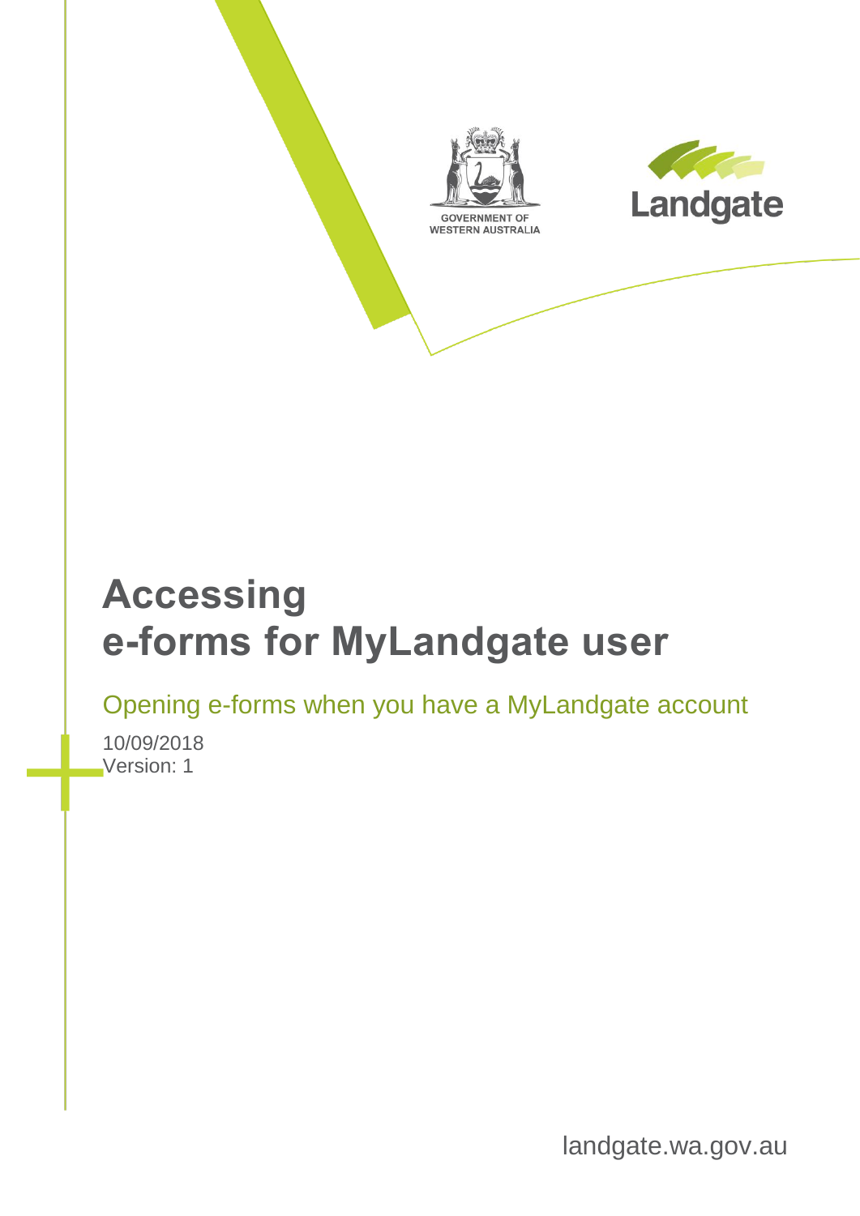GOVERNMENT OF WESTERN AUSTRALIA

Landgate

# Accessing e-forms for MyLandgate user

## Opening e-forms when you have a MyLandgate account

10/09/2018
Version: 1

landgate.wa.gov.au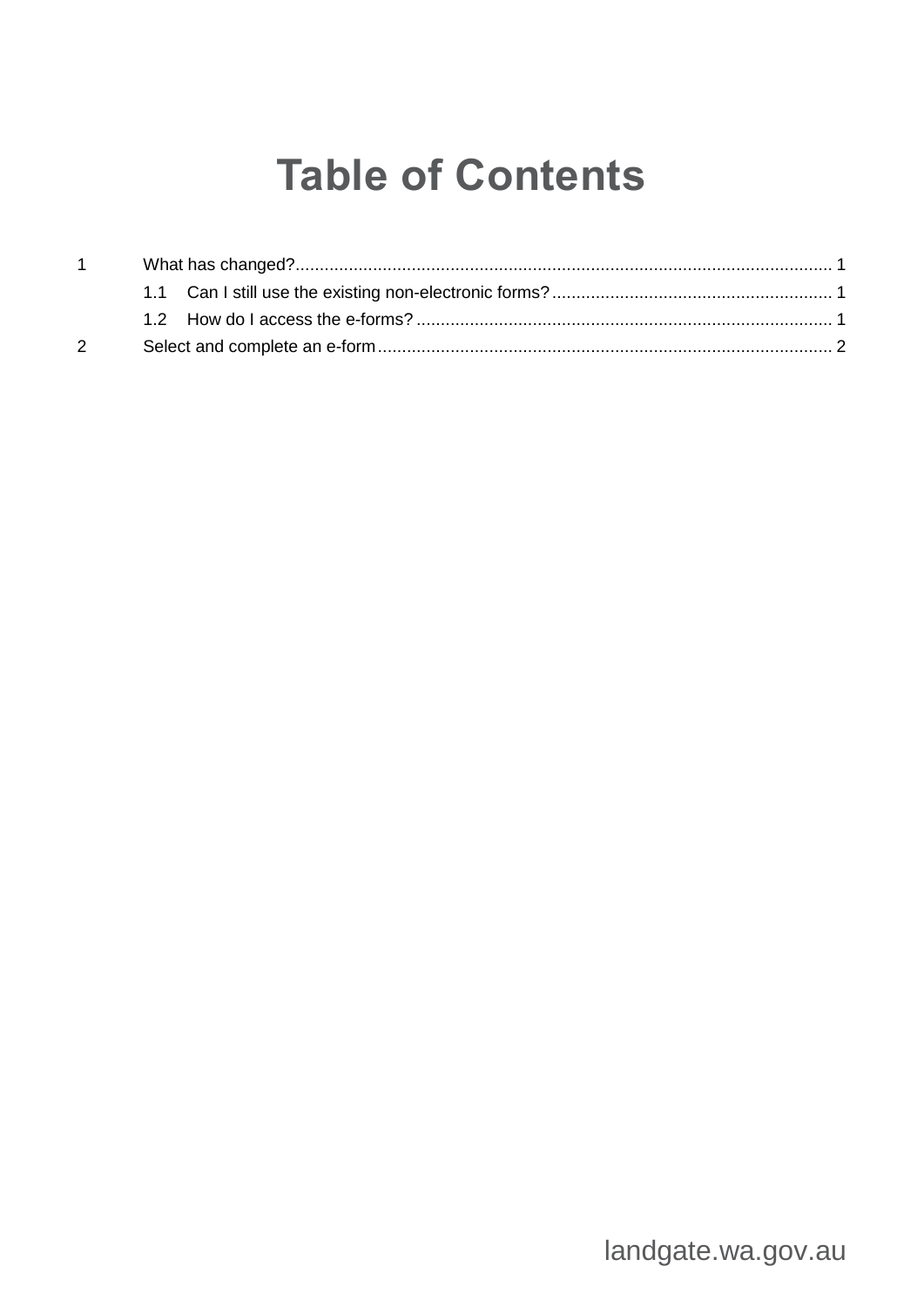# Table of Contents

1 What has changed? ........ 1

  1.1 Can I still use the existing non-electronic forms? ........ 1

  1.2 How do I access the e-forms? ........ 1

2 Select and complete an e-form ........ 2

landgate.wa.gov.au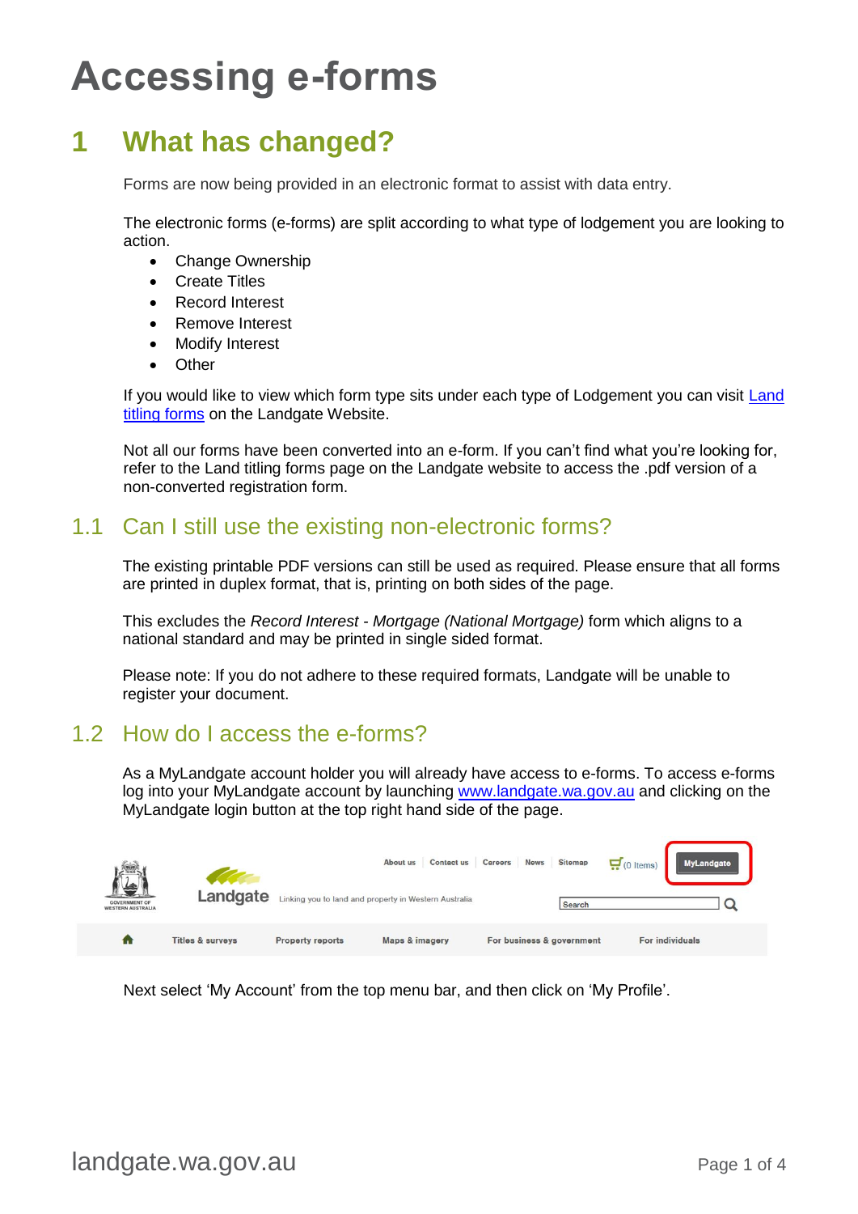# Accessing e-forms

## 1 What has changed?

Forms are now being provided in an electronic format to assist with data entry.

The electronic forms (e-forms) are split according to what type of lodgement you are looking to action.

- Change Ownership
- Create Titles
- Record Interest
- Remove Interest
- Modify Interest
- Other

If you would like to view which form type sits under each type of Lodgement you can visit [Land titling forms] on the Landgate Website.

Not all our forms have been converted into an e-form. If you can't find what you're looking for, refer to the Land titling forms page on the Landgate website to access the .pdf version of a non-converted registration form.

### 1.1 Can I still use the existing non-electronic forms?

The existing printable PDF versions can still be used as required. Please ensure that all forms are printed in duplex format, that is, printing on both sides of the page.

This excludes the *Record Interest - Mortgage (National Mortgage)* form which aligns to a national standard and may be printed in single sided format.

Please note: If you do not adhere to these required formats, Landgate will be unable to register your document.

### 1.2 How do I access the e-forms?

As a MyLandgate account holder you will already have access to e-forms. To access e-forms log into your MyLandgate account by launching www.landgate.wa.gov.au and clicking on the MyLandgate login button at the top right hand side of the page.

Next select 'My Account' from the top menu bar, and then click on 'My Profile'.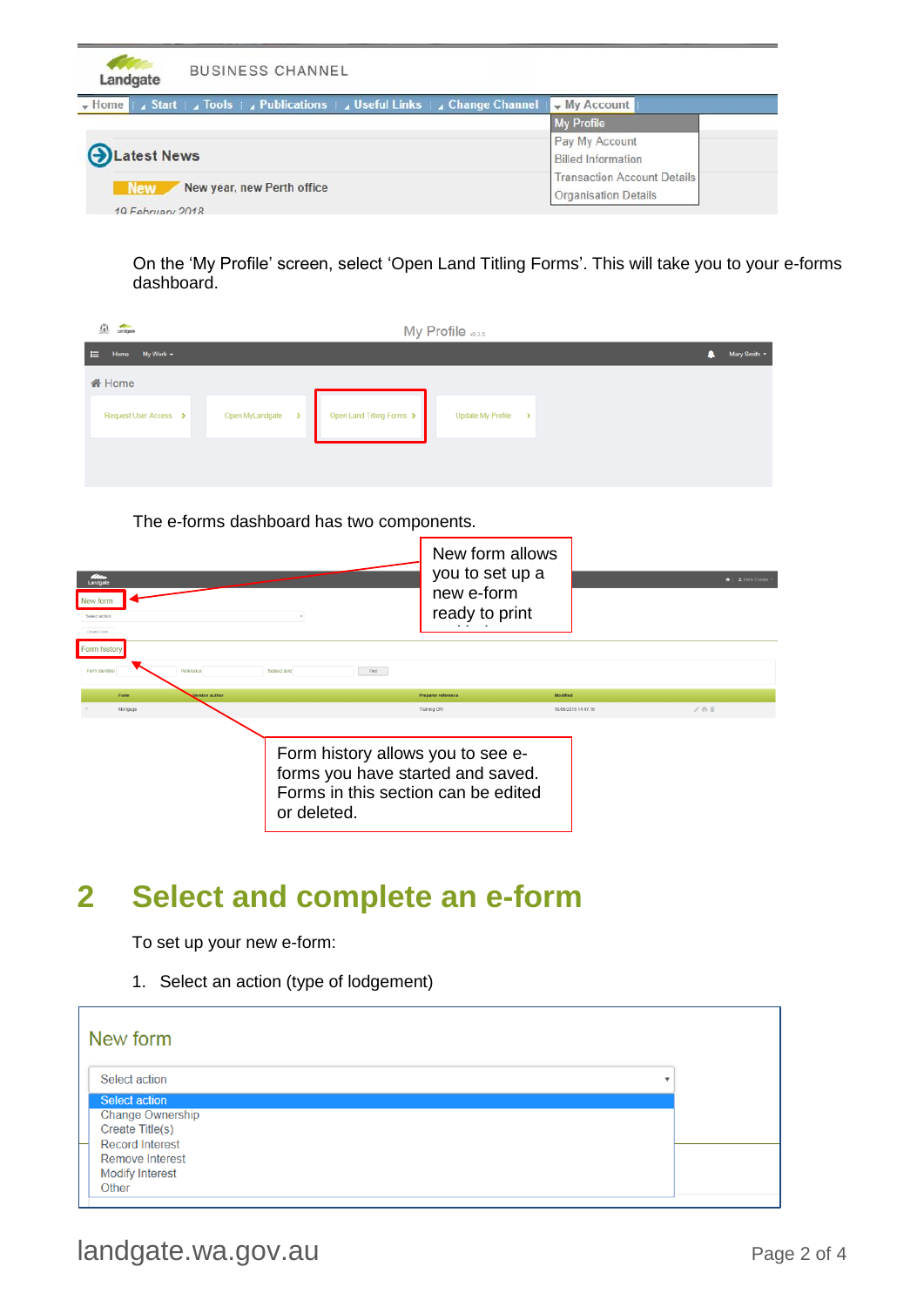On the 'My Profile' screen, select 'Open Land Titling Forms'. This will take you to your e-forms dashboard.

The e-forms dashboard has two components.

New form allows you to set up a new e-form ready to print

Form history allows you to see e-forms you have started and saved. Forms in this section can be edited or deleted.

## 2 Select and complete an e-form

To set up your new e-form:

1. Select an action (type of lodgement)

New form

Select action

- Select action
- Change Ownership
- Create Title(s)
- Record Interest
- Remove Interest
- Modify Interest
- Other

landgate.wa.gov.au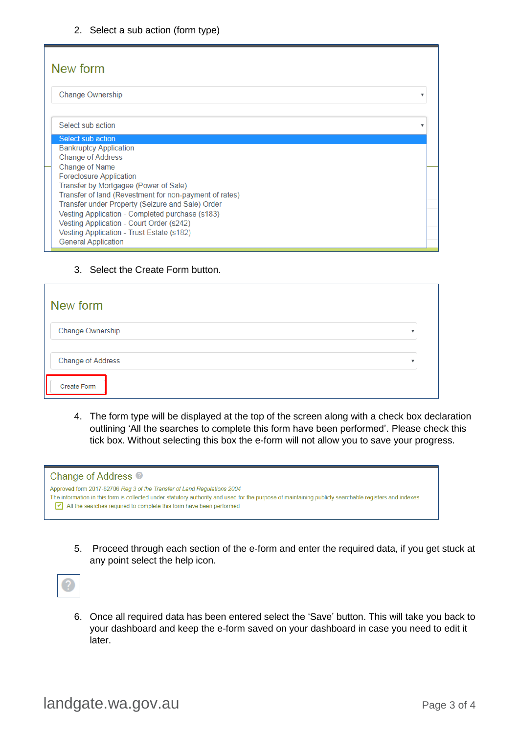2. Select a sub action (form type)

New form

Change Ownership

Select sub action

- Select sub action
- Bankruptcy Application
- Change of Address
- Change of Name
- Foreclosure Application
- Transfer by Mortgagee (Power of Sale)
- Transfer of land (Revestment for non-payment of rates)
- Transfer under Property (Seizure and Sale) Order
- Vesting Application - Completed purchase (s183)
- Vesting Application - Court Order (s242)
- Vesting Application - Trust Estate (s182)
- General Application

3. Select the Create Form button.

New form

Change Ownership

Change of Address

Create Form

4. The form type will be displayed at the top of the screen along with a check box declaration outlining 'All the searches to complete this form have been performed'. Please check this tick box. Without selecting this box the e-form will not allow you to save your progress.

Change of Address

Approved form 2017-82706 *Reg 3 of the Transfer of Land Regulations 2004*

The information in this form is collected under statutory authority and used for the purpose of maintaining publicly searchable registers and indexes

☑ All the searches required to complete this form have been performed

5. Proceed through each section of the e-form and enter the required data, if you get stuck at any point select the help icon.

6. Once all required data has been entered select the 'Save' button. This will take you back to your dashboard and keep the e-form saved on your dashboard in case you need to edit it later.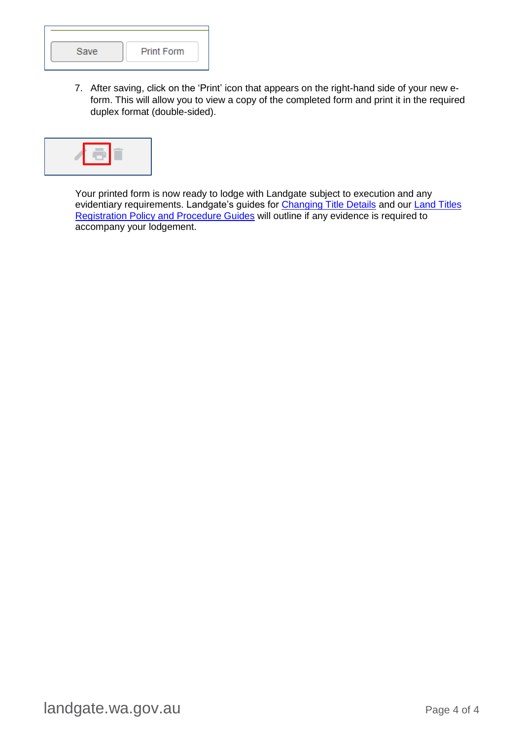Save | Print Form

7. After saving, click on the ‘Print’ icon that appears on the right-hand side of your new e-form. This will allow you to view a copy of the completed form and print it in the required duplex format (double-sided).

Your printed form is now ready to lodge with Landgate subject to execution and any evidentiary requirements. Landgate’s guides for Changing Title Details and our Land Titles Registration Policy and Procedure Guides will outline if any evidence is required to accompany your lodgement.